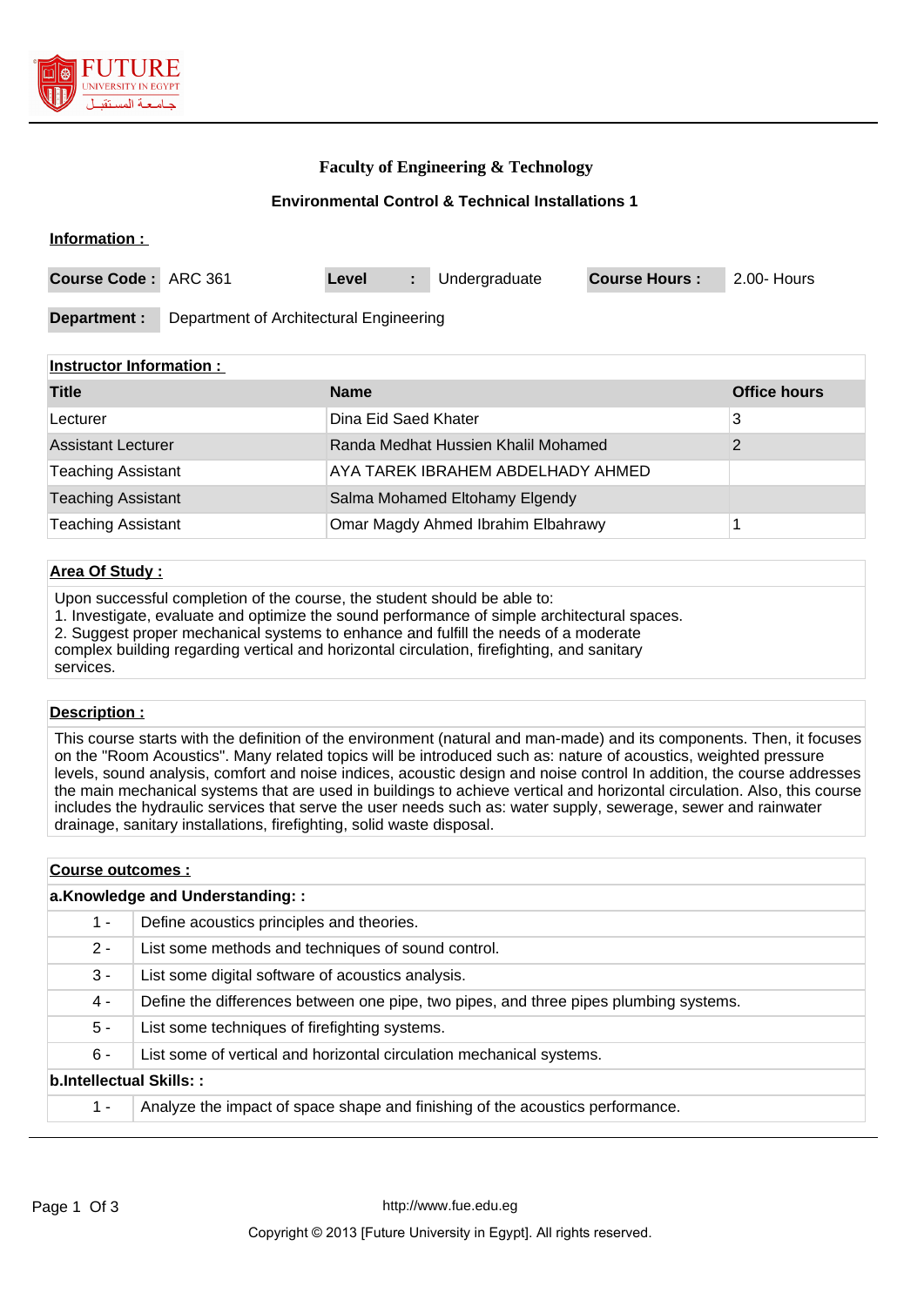FUTURE UNIVERSITY IN EGYPT

جامعة المستقبل

# Faculty of Engineering & Technology

## Environmental Control & Technical Installations 1

### Information :

| | | | | | | |
|---|---|---|---|---|---|---|
| **Course Code :** | ARC 361 | **Level** | **:** | Undergraduate | **Course Hours :** | 2.00- Hours |
| **Department :** | Department of Architectural Engineering | | | | | |

### Instructor Information :

| Title | Name | Office hours |
|---|---|---|
| Lecturer | Dina Eid Saed Khater | 3 |
| Assistant Lecturer | Randa Medhat Hussien Khalil Mohamed | 2 |
| Teaching Assistant | AYA TAREK IBRAHEM ABDELHADY AHMED | |
| Teaching Assistant | Salma Mohamed Eltohamy Elgendy | |
| Teaching Assistant | Omar Magdy Ahmed Ibrahim Elbahrawy | 1 |

### Area Of Study :

Upon successful completion of the course, the student should be able to:
1. Investigate, evaluate and optimize the sound performance of simple architectural spaces.
2. Suggest proper mechanical systems to enhance and fulfill the needs of a moderate complex building regarding vertical and horizontal circulation, firefighting, and sanitary services.

### Description :

This course starts with the definition of the environment (natural and man-made) and its components. Then, it focuses on the "Room Acoustics". Many related topics will be introduced such as: nature of acoustics, weighted pressure levels, sound analysis, comfort and noise indices, acoustic design and noise control In addition, the course addresses the main mechanical systems that are used in buildings to achieve vertical and horizontal circulation. Also, this course includes the hydraulic services that serve the user needs such as: water supply, sewerage, sewer and rainwater drainage, sanitary installations, firefighting, solid waste disposal.

### Course outcomes :

**a.Knowledge and Understanding: :**

| | |
|---|---|
| 1 - | Define acoustics principles and theories. |
| 2 - | List some methods and techniques of sound control. |
| 3 - | List some digital software of acoustics analysis. |
| 4 - | Define the differences between one pipe, two pipes, and three pipes plumbing systems. |
| 5 - | List some techniques of firefighting systems. |
| 6 - | List some of vertical and horizontal circulation mechanical systems. |

**b.Intellectual Skills: :**

| | |
|---|---|
| 1 - | Analyze the impact of space shape and finishing of the acoustics performance. |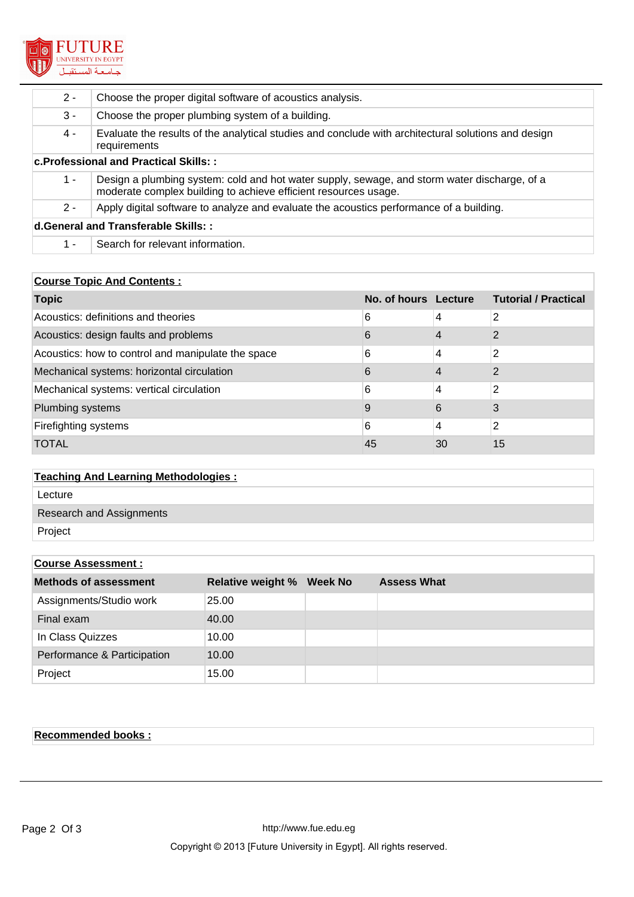| | |
|---|---|
| 2 - | Choose the proper digital software of acoustics analysis. |
| 3 - | Choose the proper plumbing system of a building. |
| 4 - | Evaluate the results of the analytical studies and conclude with architectural solutions and design requirements |
| **c.Professional and Practical Skills: :** | |
| 1 - | Design a plumbing system: cold and hot water supply, sewage, and storm water discharge, of a moderate complex building to achieve efficient resources usage. |
| 2 - | Apply digital software to analyze and evaluate the acoustics performance of a building. |
| **d.General and Transferable Skills: :** | |
| 1 - | Search for relevant information. |

**Course Topic And Contents :**

| Topic | No. of hours | Lecture | Tutorial / Practical |
|---|---|---|---|
| Acoustics: definitions and theories | 6 | 4 | 2 |
| Acoustics: design faults and problems | 6 | 4 | 2 |
| Acoustics: how to control and manipulate the space | 6 | 4 | 2 |
| Mechanical systems: horizontal circulation | 6 | 4 | 2 |
| Mechanical systems: vertical circulation | 6 | 4 | 2 |
| Plumbing systems | 9 | 6 | 3 |
| Firefighting systems | 6 | 4 | 2 |
| TOTAL | 45 | 30 | 15 |

**Teaching And Learning Methodologies :**

- Lecture
- Research and Assignments
- Project

**Course Assessment :**

| Methods of assessment | Relative weight % | Week No | Assess What |
|---|---|---|---|
| Assignments/Studio work | 25.00 | | |
| Final exam | 40.00 | | |
| In Class Quizzes | 10.00 | | |
| Performance & Participation | 10.00 | | |
| Project | 15.00 | | |

**Recommended books :**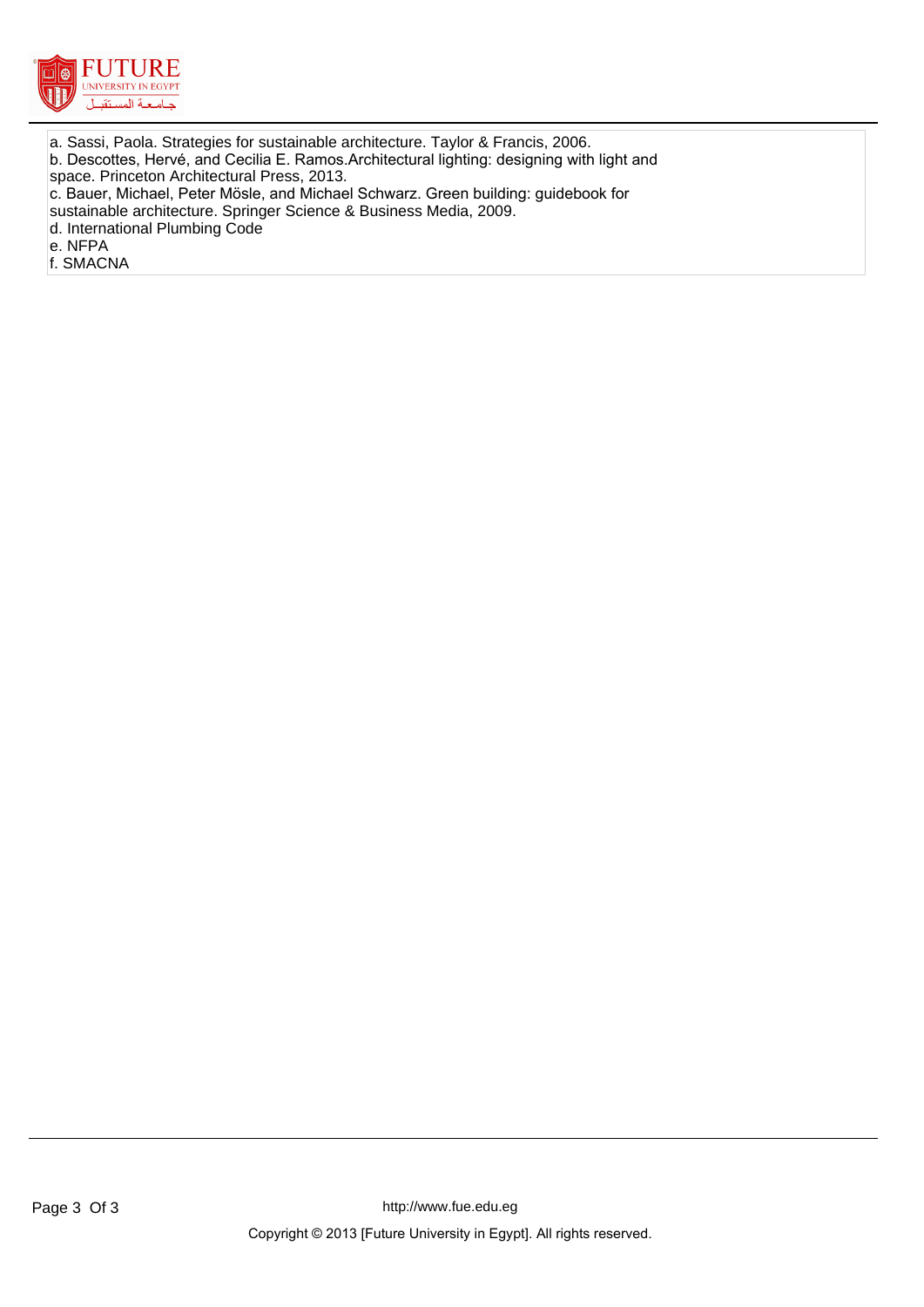a. Sassi, Paola. Strategies for sustainable architecture. Taylor & Francis, 2006.
b. Descottes, Hervé, and Cecilia E. Ramos.Architectural lighting: designing with light and space. Princeton Architectural Press, 2013.
c. Bauer, Michael, Peter Mösle, and Michael Schwarz. Green building: guidebook for sustainable architecture. Springer Science & Business Media, 2009.
d. International Plumbing Code
e. NFPA
f. SMACNA